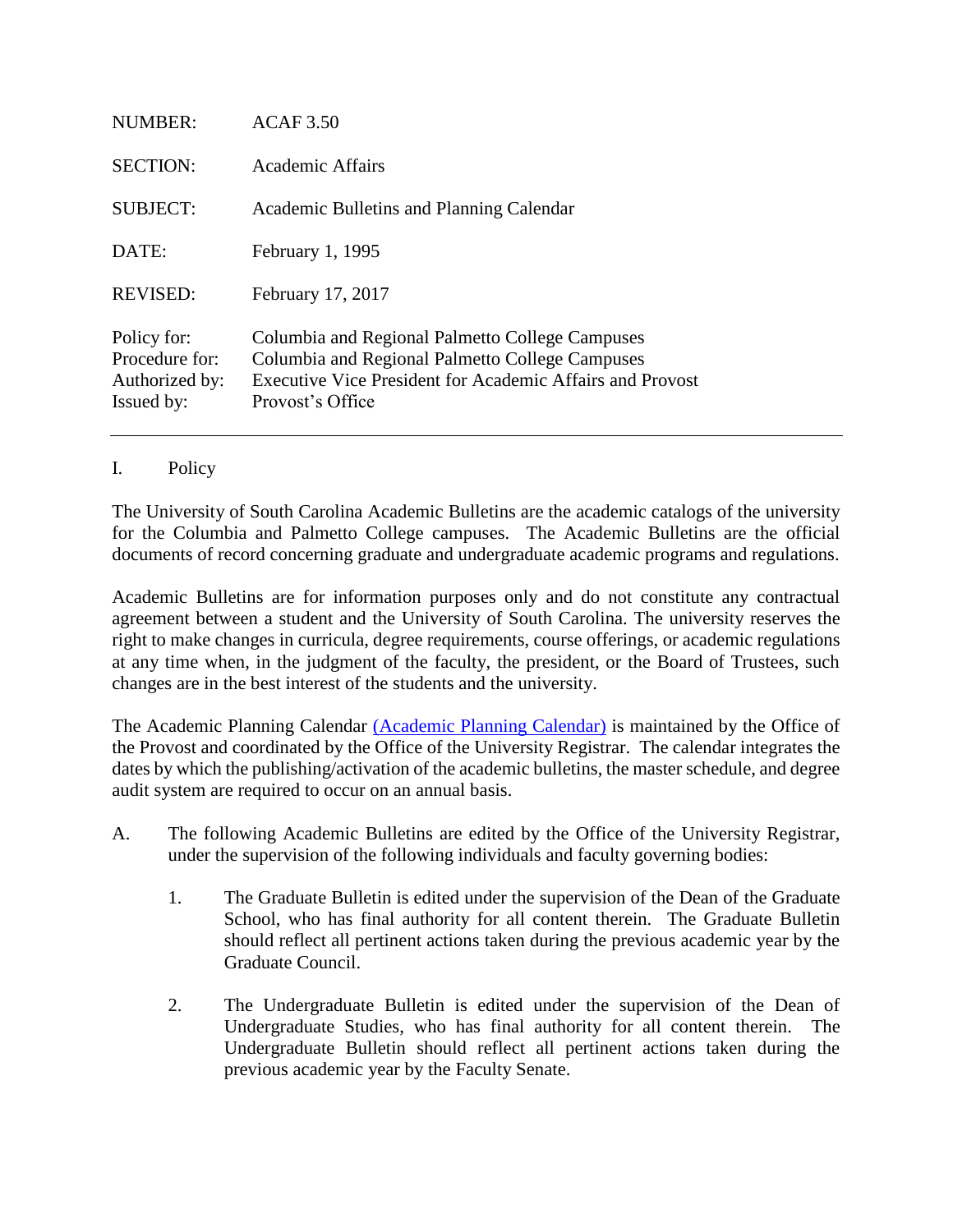| | |
|---|---|
| NUMBER: | ACAF 3.50 |
| SECTION: | Academic Affairs |
| SUBJECT: | Academic Bulletins and Planning Calendar |
| DATE: | February 1, 1995 |
| REVISED: | February 17, 2017 |
| Policy for: | Columbia and Regional Palmetto College Campuses |
| Procedure for: | Columbia and Regional Palmetto College Campuses |
| Authorized by: | Executive Vice President for Academic Affairs and Provost |
| Issued by: | Provost's Office |

---

## I. Policy

The University of South Carolina Academic Bulletins are the academic catalogs of the university for the Columbia and Palmetto College campuses. The Academic Bulletins are the official documents of record concerning graduate and undergraduate academic programs and regulations.

Academic Bulletins are for information purposes only and do not constitute any contractual agreement between a student and the University of South Carolina. The university reserves the right to make changes in curricula, degree requirements, course offerings, or academic regulations at any time when, in the judgment of the faculty, the president, or the Board of Trustees, such changes are in the best interest of the students and the university.

The Academic Planning Calendar (Academic Planning Calendar) is maintained by the Office of the Provost and coordinated by the Office of the University Registrar. The calendar integrates the dates by which the publishing/activation of the academic bulletins, the master schedule, and degree audit system are required to occur on an annual basis.

A. The following Academic Bulletins are edited by the Office of the University Registrar, under the supervision of the following individuals and faculty governing bodies:

1. The Graduate Bulletin is edited under the supervision of the Dean of the Graduate School, who has final authority for all content therein. The Graduate Bulletin should reflect all pertinent actions taken during the previous academic year by the Graduate Council.

2. The Undergraduate Bulletin is edited under the supervision of the Dean of Undergraduate Studies, who has final authority for all content therein. The Undergraduate Bulletin should reflect all pertinent actions taken during the previous academic year by the Faculty Senate.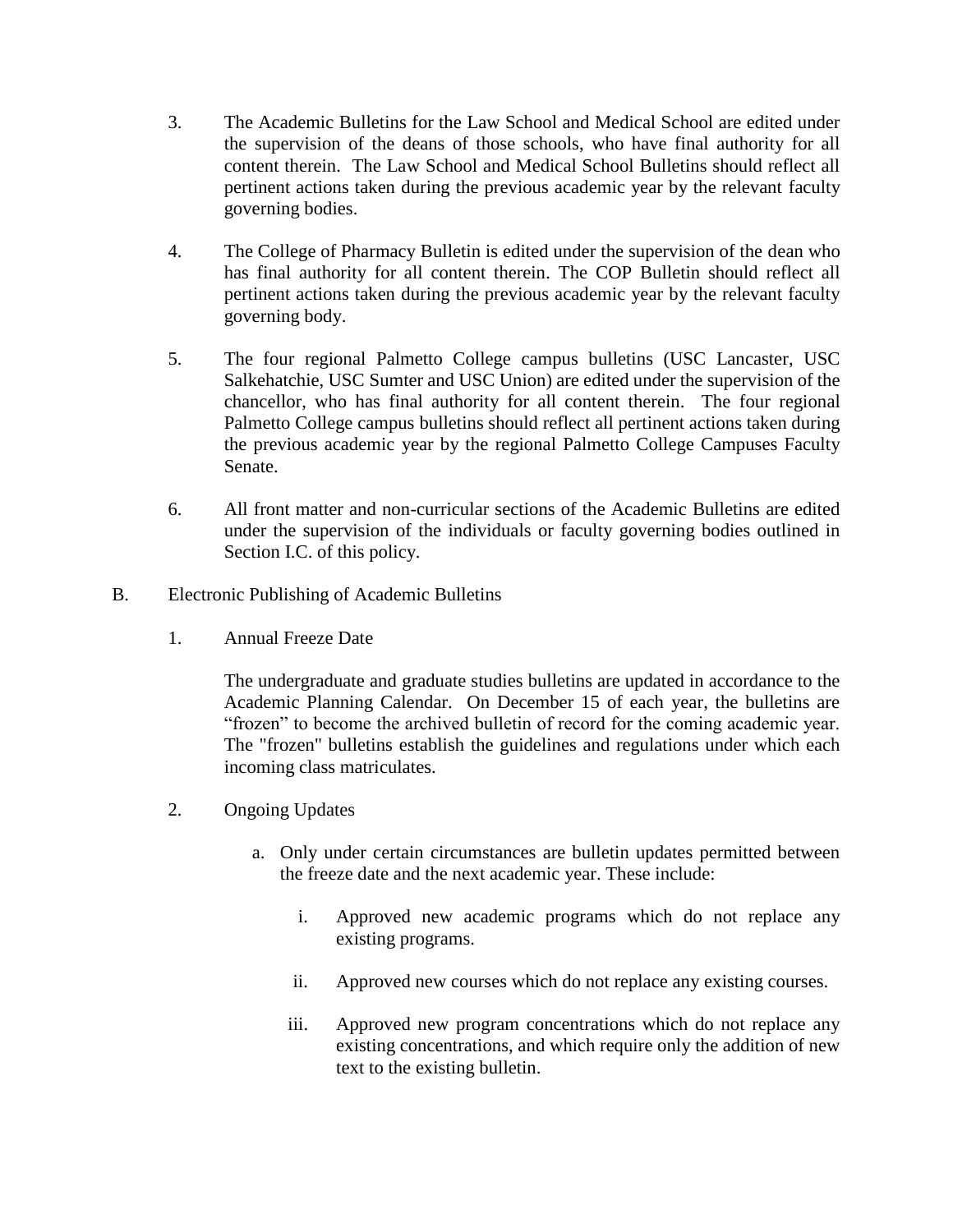3. The Academic Bulletins for the Law School and Medical School are edited under the supervision of the deans of those schools, who have final authority for all content therein. The Law School and Medical School Bulletins should reflect all pertinent actions taken during the previous academic year by the relevant faculty governing bodies.

4. The College of Pharmacy Bulletin is edited under the supervision of the dean who has final authority for all content therein. The COP Bulletin should reflect all pertinent actions taken during the previous academic year by the relevant faculty governing body.

5. The four regional Palmetto College campus bulletins (USC Lancaster, USC Salkehatchie, USC Sumter and USC Union) are edited under the supervision of the chancellor, who has final authority for all content therein. The four regional Palmetto College campus bulletins should reflect all pertinent actions taken during the previous academic year by the regional Palmetto College Campuses Faculty Senate.

6. All front matter and non-curricular sections of the Academic Bulletins are edited under the supervision of the individuals or faculty governing bodies outlined in Section I.C. of this policy.

B. Electronic Publishing of Academic Bulletins

1. Annual Freeze Date

   The undergraduate and graduate studies bulletins are updated in accordance to the Academic Planning Calendar. On December 15 of each year, the bulletins are "frozen" to become the archived bulletin of record for the coming academic year. The "frozen" bulletins establish the guidelines and regulations under which each incoming class matriculates.

2. Ongoing Updates

   a. Only under certain circumstances are bulletin updates permitted between the freeze date and the next academic year. These include:

      i. Approved new academic programs which do not replace any existing programs.

      ii. Approved new courses which do not replace any existing courses.

      iii. Approved new program concentrations which do not replace any existing concentrations, and which require only the addition of new text to the existing bulletin.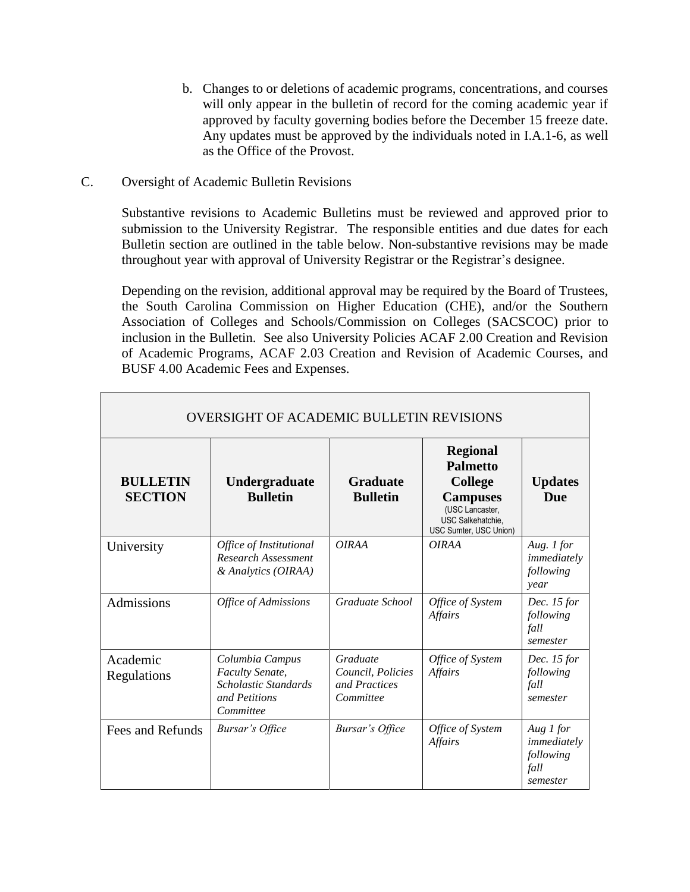b. Changes to or deletions of academic programs, concentrations, and courses will only appear in the bulletin of record for the coming academic year if approved by faculty governing bodies before the December 15 freeze date. Any updates must be approved by the individuals noted in I.A.1-6, as well as the Office of the Provost.

C. Oversight of Academic Bulletin Revisions

Substantive revisions to Academic Bulletins must be reviewed and approved prior to submission to the University Registrar. The responsible entities and due dates for each Bulletin section are outlined in the table below. Non-substantive revisions may be made throughout year with approval of University Registrar or the Registrar's designee.

Depending on the revision, additional approval may be required by the Board of Trustees, the South Carolina Commission on Higher Education (CHE), and/or the Southern Association of Colleges and Schools/Commission on Colleges (SACSCOC) prior to inclusion in the Bulletin. See also University Policies ACAF 2.00 Creation and Revision of Academic Programs, ACAF 2.03 Creation and Revision of Academic Courses, and BUSF 4.00 Academic Fees and Expenses.

| OVERSIGHT OF ACADEMIC BULLETIN REVISIONS | | | | |
|---|---|---|---|---|
| **BULLETIN SECTION** | **Undergraduate Bulletin** | **Graduate Bulletin** | **Regional Palmetto College Campuses** (USC Lancaster, USC Salkehatchie, USC Sumter, USC Union) | **Updates Due** |
| University | *Office of Institutional Research Assessment & Analytics (OIRAA)* | *OIRAA* | *OIRAA* | *Aug. 1 for immediately following year* |
| Admissions | *Office of Admissions* | *Graduate School* | *Office of System Affairs* | *Dec. 15 for following fall semester* |
| Academic Regulations | *Columbia Campus Faculty Senate, Scholastic Standards and Petitions Committee* | *Graduate Council, Policies and Practices Committee* | *Office of System Affairs* | *Dec. 15 for following fall semester* |
| Fees and Refunds | *Bursar's Office* | *Bursar's Office* | *Office of System Affairs* | *Aug 1 for immediately following fall semester* |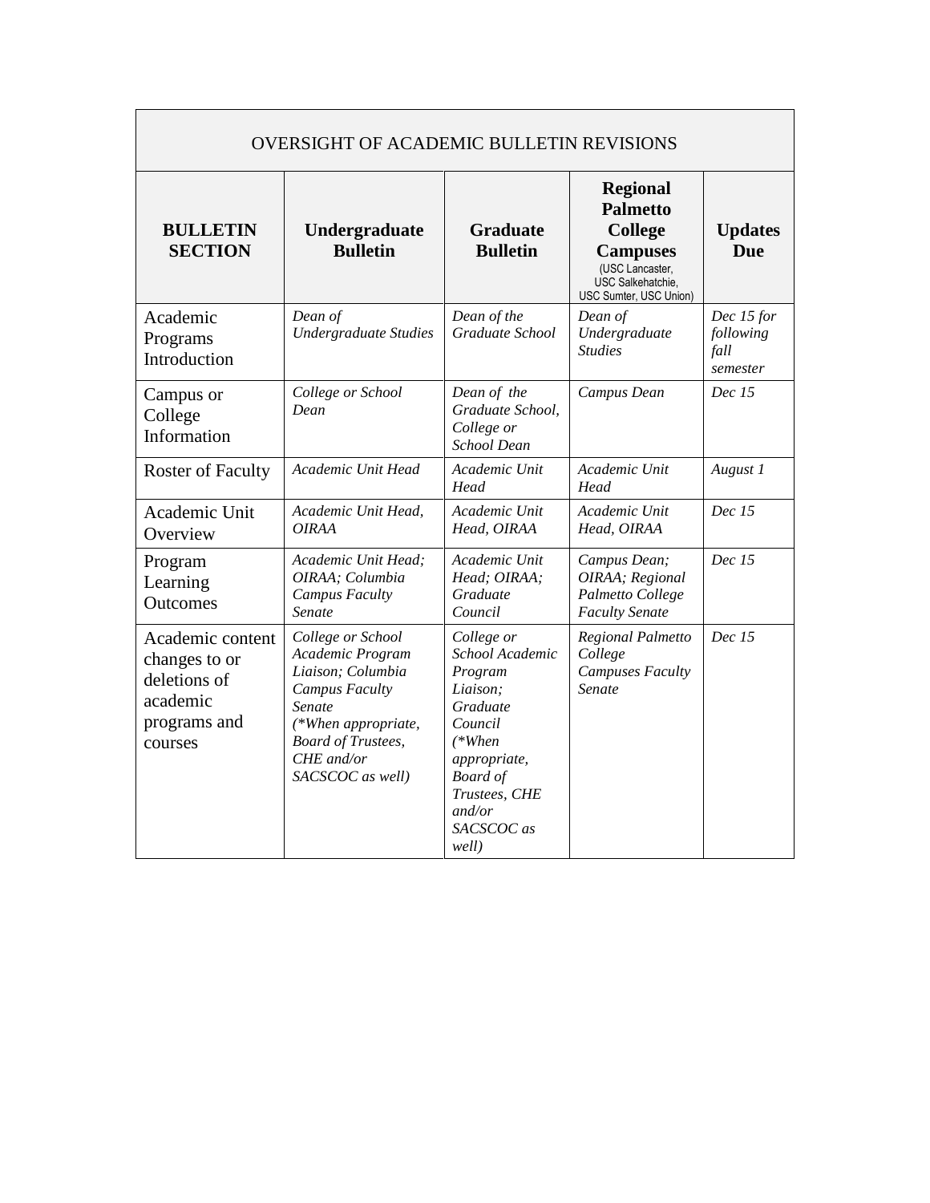| OVERSIGHT OF ACADEMIC BULLETIN REVISIONS | | | | |
|---|---|---|---|---|
| **BULLETIN SECTION** | **Undergraduate Bulletin** | **Graduate Bulletin** | **Regional Palmetto College Campuses** (USC Lancaster, USC Salkehatchie, USC Sumter, USC Union) | **Updates Due** |
| Academic Programs Introduction | *Dean of Undergraduate Studies* | *Dean of the Graduate School* | *Dean of Undergraduate Studies* | *Dec 15 for following fall semester* |
| Campus or College Information | *College or School Dean* | *Dean of the Graduate School, College or School Dean* | *Campus Dean* | *Dec 15* |
| Roster of Faculty | *Academic Unit Head* | *Academic Unit Head* | *Academic Unit Head* | *August 1* |
| Academic Unit Overview | *Academic Unit Head, OIRAA* | *Academic Unit Head, OIRAA* | *Academic Unit Head, OIRAA* | *Dec 15* |
| Program Learning Outcomes | *Academic Unit Head; OIRAA; Columbia Campus Faculty Senate* | *Academic Unit Head; OIRAA; Graduate Council* | *Campus Dean; OIRAA; Regional Palmetto College Faculty Senate* | *Dec 15* |
| Academic content changes to or deletions of academic programs and courses | *College or School Academic Program Liaison; Columbia Campus Faculty Senate (\*When appropriate, Board of Trustees, CHE and/or SACSCOC as well)* | *College or School Academic Program Liaison; Graduate Council (\*When appropriate, Board of Trustees, CHE and/or SACSCOC as well)* | *Regional Palmetto College Campuses Faculty Senate* | *Dec 15* |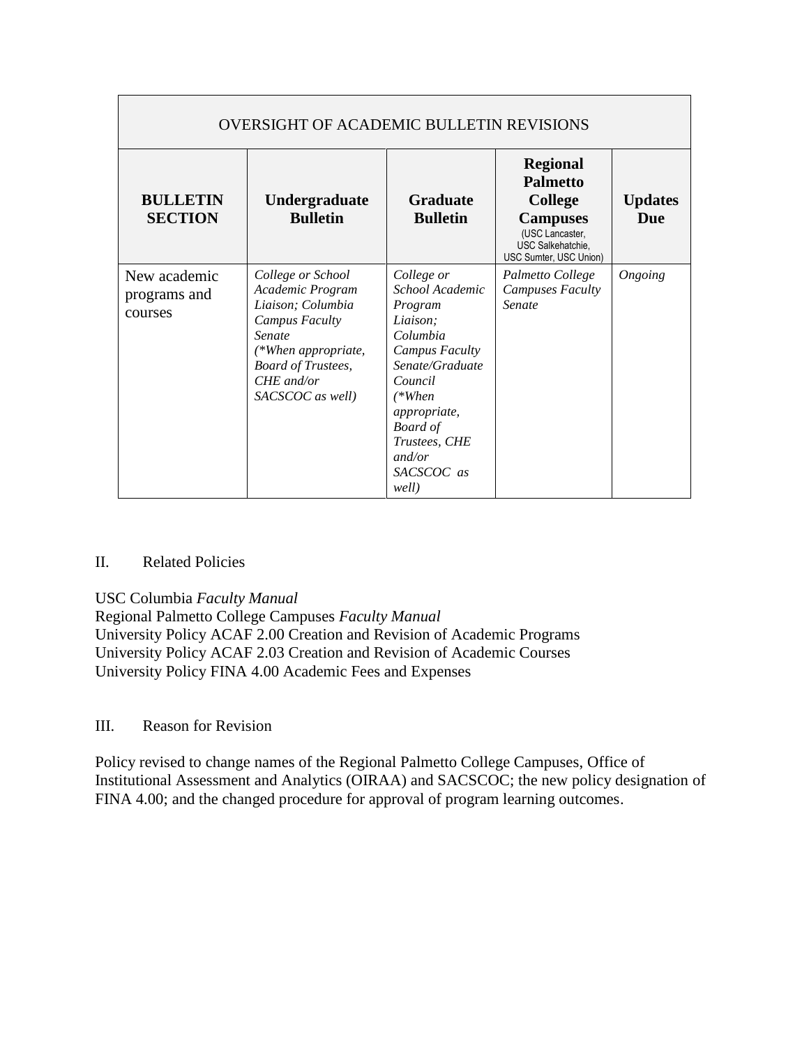| OVERSIGHT OF ACADEMIC BULLETIN REVISIONS | | | | |
|---|---|---|---|---|
| **BULLETIN SECTION** | **Undergraduate Bulletin** | **Graduate Bulletin** | **Regional Palmetto College Campuses** (USC Lancaster, USC Salkehatchie, USC Sumter, USC Union) | **Updates Due** |
| New academic programs and courses | *College or School Academic Program Liaison; Columbia Campus Faculty Senate (\*When appropriate, Board of Trustees, CHE and/or SACSCOC as well)* | *College or School Academic Program Liaison; Columbia Campus Faculty Senate/Graduate Council (\*When appropriate, Board of Trustees, CHE and/or SACSCOC as well)* | *Palmetto College Campuses Faculty Senate* | *Ongoing* |

## II. Related Policies

USC Columbia *Faculty Manual*
Regional Palmetto College Campuses *Faculty Manual*
University Policy ACAF 2.00 Creation and Revision of Academic Programs
University Policy ACAF 2.03 Creation and Revision of Academic Courses
University Policy FINA 4.00 Academic Fees and Expenses

## III. Reason for Revision

Policy revised to change names of the Regional Palmetto College Campuses, Office of Institutional Assessment and Analytics (OIRAA) and SACSCOC; the new policy designation of FINA 4.00; and the changed procedure for approval of program learning outcomes.